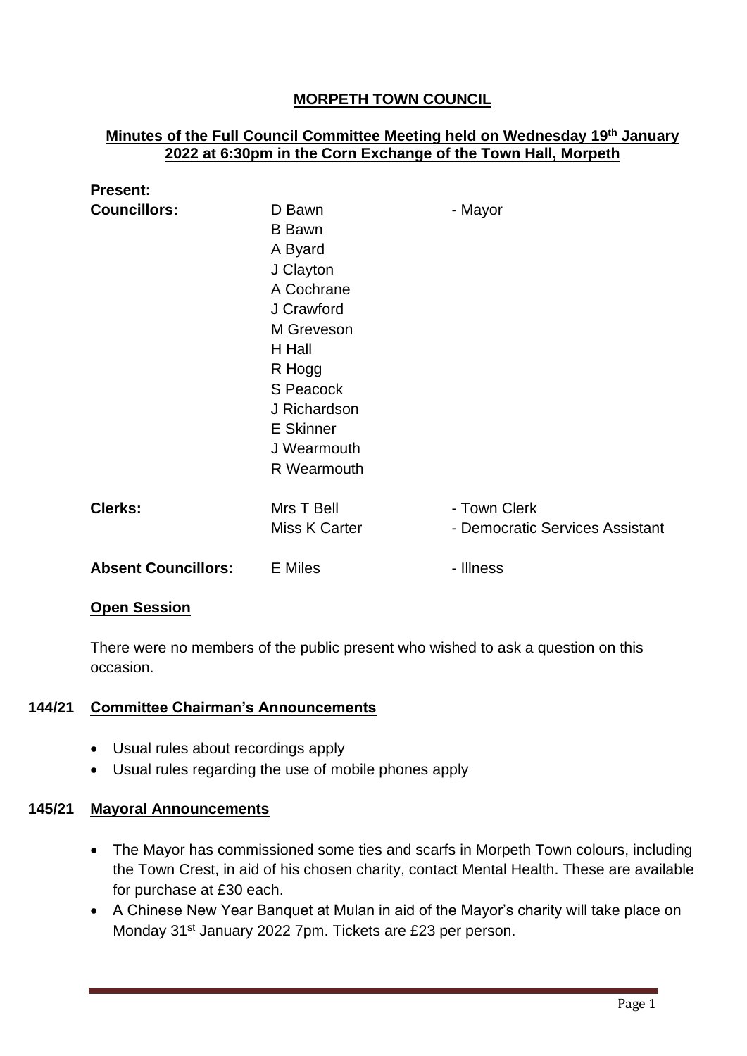# MORPETH TOWN COUNCIL

## Minutes of the Full Council Committee Meeting held on Wednesday 19th January 2022 at 6:30pm in the Corn Exchange of the Town Hall, Morpeth

**Present:**

| | | |
|---|---|---|
| **Councillors:** | D Bawn | - Mayor |
| | B Bawn | |
| | A Byard | |
| | J Clayton | |
| | A Cochrane | |
| | J Crawford | |
| | M Greveson | |
| | H Hall | |
| | R Hogg | |
| | S Peacock | |
| | J Richardson | |
| | E Skinner | |
| | J Wearmouth | |
| | R Wearmouth | |
| **Clerks:** | Mrs T Bell | - Town Clerk |
| | Miss K Carter | - Democratic Services Assistant |
| **Absent Councillors:** | E Miles | - Illness |

### Open Session

There were no members of the public present who wished to ask a question on this occasion.

### 144/21 Committee Chairman's Announcements

- Usual rules about recordings apply
- Usual rules regarding the use of mobile phones apply

### 145/21 Mayoral Announcements

- The Mayor has commissioned some ties and scarfs in Morpeth Town colours, including the Town Crest, in aid of his chosen charity, contact Mental Health. These are available for purchase at £30 each.
- A Chinese New Year Banquet at Mulan in aid of the Mayor's charity will take place on Monday 31st January 2022 7pm. Tickets are £23 per person.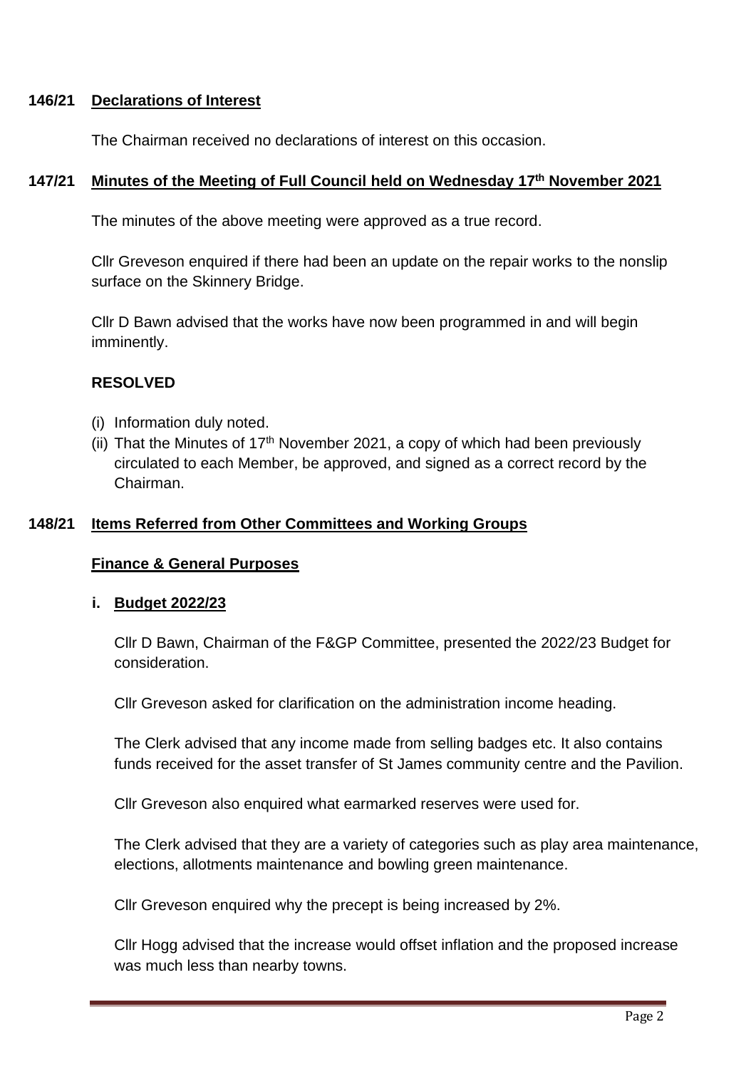## 146/21 Declarations of Interest

The Chairman received no declarations of interest on this occasion.

## 147/21 Minutes of the Meeting of Full Council held on Wednesday 17th November 2021

The minutes of the above meeting were approved as a true record.

Cllr Greveson enquired if there had been an update on the repair works to the nonslip surface on the Skinnery Bridge.

Cllr D Bawn advised that the works have now been programmed in and will begin imminently.

**RESOLVED**

(i) Information duly noted.
(ii) That the Minutes of 17th November 2021, a copy of which had been previously circulated to each Member, be approved, and signed as a correct record by the Chairman.

## 148/21 Items Referred from Other Committees and Working Groups

### Finance & General Purposes

#### i. Budget 2022/23

Cllr D Bawn, Chairman of the F&GP Committee, presented the 2022/23 Budget for consideration.

Cllr Greveson asked for clarification on the administration income heading.

The Clerk advised that any income made from selling badges etc. It also contains funds received for the asset transfer of St James community centre and the Pavilion.

Cllr Greveson also enquired what earmarked reserves were used for.

The Clerk advised that they are a variety of categories such as play area maintenance, elections, allotments maintenance and bowling green maintenance.

Cllr Greveson enquired why the precept is being increased by 2%.

Cllr Hogg advised that the increase would offset inflation and the proposed increase was much less than nearby towns.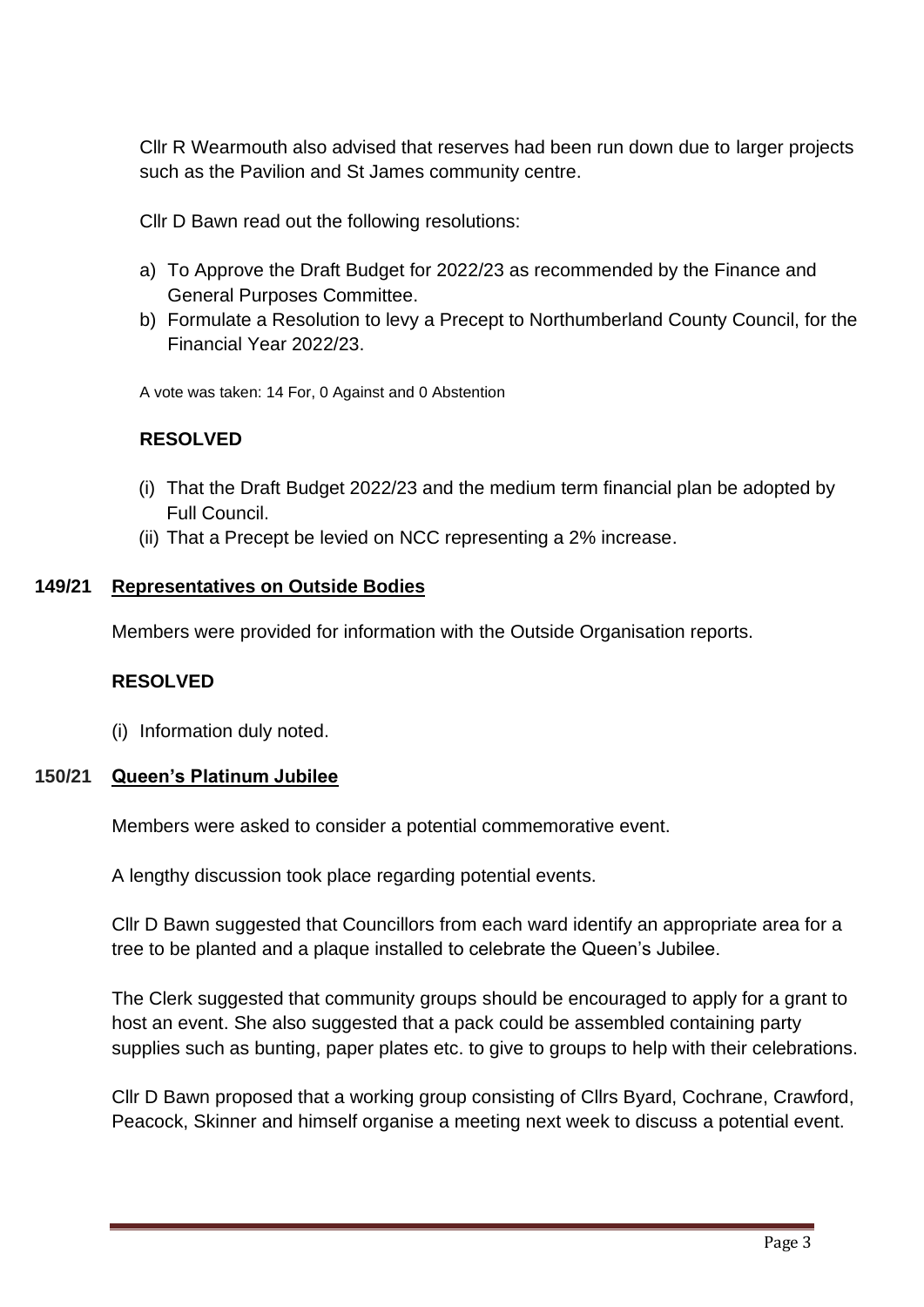Cllr R Wearmouth also advised that reserves had been run down due to larger projects such as the Pavilion and St James community centre.

Cllr D Bawn read out the following resolutions:

a) To Approve the Draft Budget for 2022/23 as recommended by the Finance and General Purposes Committee.
b) Formulate a Resolution to levy a Precept to Northumberland County Council, for the Financial Year 2022/23.

A vote was taken: 14 For, 0 Against and 0 Abstention

**RESOLVED**

(i) That the Draft Budget 2022/23 and the medium term financial plan be adopted by Full Council.
(ii) That a Precept be levied on NCC representing a 2% increase.

**149/21 Representatives on Outside Bodies**

Members were provided for information with the Outside Organisation reports.

**RESOLVED**

(i) Information duly noted.

**150/21 Queen's Platinum Jubilee**

Members were asked to consider a potential commemorative event.

A lengthy discussion took place regarding potential events.

Cllr D Bawn suggested that Councillors from each ward identify an appropriate area for a tree to be planted and a plaque installed to celebrate the Queen's Jubilee.

The Clerk suggested that community groups should be encouraged to apply for a grant to host an event. She also suggested that a pack could be assembled containing party supplies such as bunting, paper plates etc. to give to groups to help with their celebrations.

Cllr D Bawn proposed that a working group consisting of Cllrs Byard, Cochrane, Crawford, Peacock, Skinner and himself organise a meeting next week to discuss a potential event.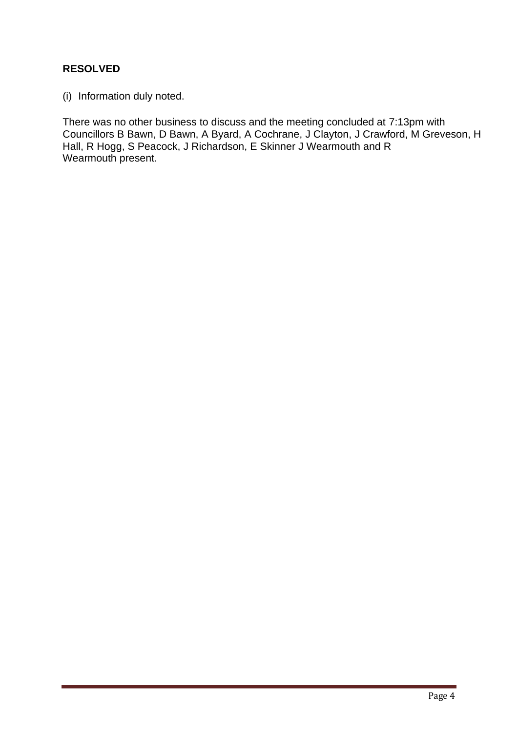**RESOLVED**

(i) Information duly noted.

There was no other business to discuss and the meeting concluded at 7:13pm with Councillors B Bawn, D Bawn, A Byard, A Cochrane, J Clayton, J Crawford, M Greveson, H Hall, R Hogg, S Peacock, J Richardson, E Skinner J Wearmouth and R Wearmouth present.